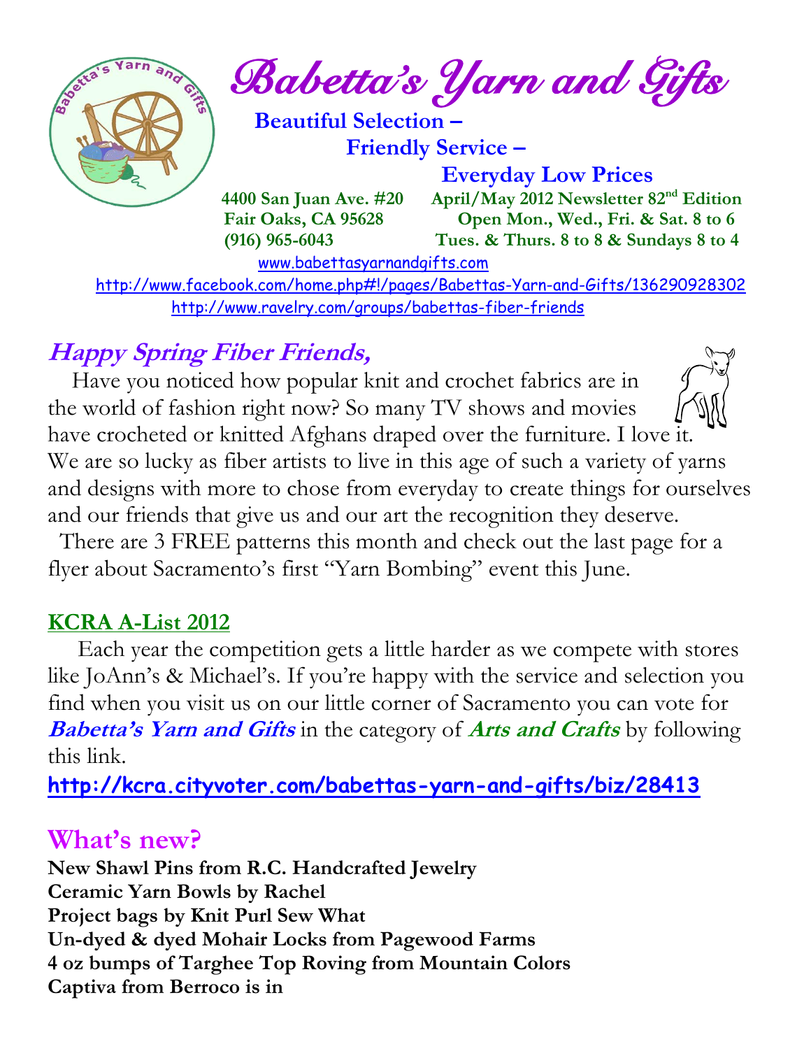# Babetta's Yarn and Gifts

**Beautiful Selection –**
**Friendly Service –**
**Everyday Low Prices**

**4400 San Juan Ave. #20**
**Fair Oaks, CA 95628**
**(916) 965-6043**

**April/May 2012 Newsletter 82nd Edition**
**Open Mon., Wed., Fri. & Sat. 8 to 6**
**Tues. & Thurs. 8 to 8 & Sundays 8 to 4**

www.babettasyarnandgifts.com
http://www.facebook.com/home.php#!/pages/Babettas-Yarn-and-Gifts/136290928302
http://www.ravelry.com/groups/babettas-fiber-friends

## *Happy Spring Fiber Friends,*

Have you noticed how popular knit and crochet fabrics are in the world of fashion right now? So many TV shows and movies have crocheted or knitted Afghans draped over the furniture. I love it. We are so lucky as fiber artists to live in this age of such a variety of yarns and designs with more to chose from everyday to create things for ourselves and our friends that give us and our art the recognition they deserve.

There are 3 FREE patterns this month and check out the last page for a flyer about Sacramento's first "Yarn Bombing" event this June.

### KCRA A-List 2012

Each year the competition gets a little harder as we compete with stores like JoAnn's & Michael's. If you're happy with the service and selection you find when you visit us on our little corner of Sacramento you can vote for ***Babetta's Yarn and Gifts*** in the category of ***Arts and Crafts*** by following this link.

**http://kcra.cityvoter.com/babettas-yarn-and-gifts/biz/28413**

## What's new?

**New Shawl Pins from R.C. Handcrafted Jewelry**
**Ceramic Yarn Bowls by Rachel**
**Project bags by Knit Purl Sew What**
**Un-dyed & dyed Mohair Locks from Pagewood Farms**
**4 oz bumps of Targhee Top Roving from Mountain Colors**
**Captiva from Berroco is in**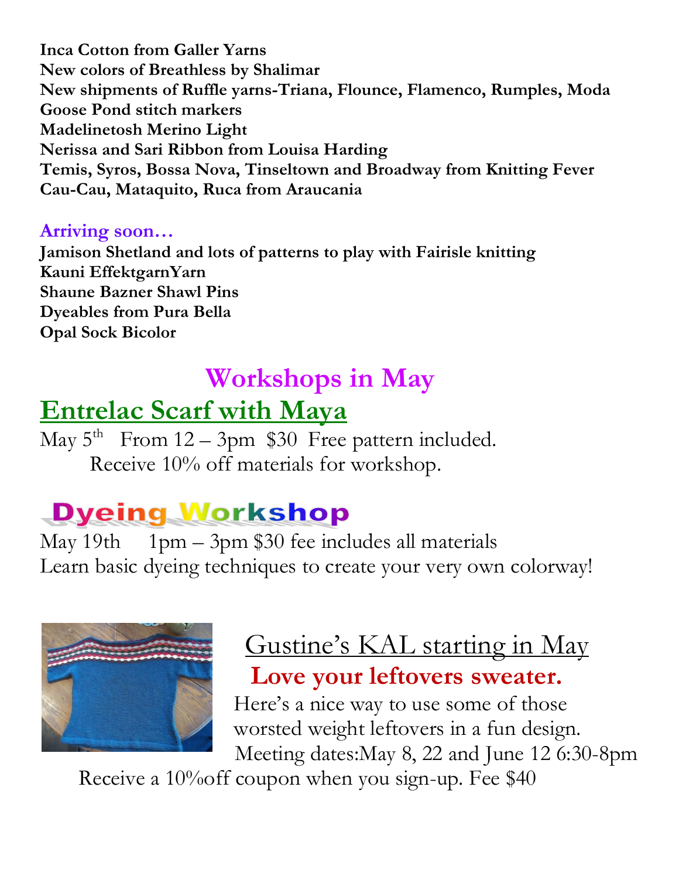**Inca Cotton from Galler Yarns**
**New colors of Breathless by Shalimar**
**New shipments of Ruffle yarns-Triana, Flounce, Flamenco, Rumples, Moda**
**Goose Pond stitch markers**
**Madelinetosh Merino Light**
**Nerissa and Sari Ribbon from Louisa Harding**
**Temis, Syros, Bossa Nova, Tinseltown and Broadway from Knitting Fever**
**Cau-Cau, Mataquito, Ruca from Araucania**

**Arriving soon…**

**Jamison Shetland and lots of patterns to play with Fairisle knitting**
**Kauni EffektgarnYarn**
**Shaune Bazner Shawl Pins**
**Dyeables from Pura Bella**
**Opal Sock Bicolor**

# Workshops in May

## Entrelac Scarf with Maya

May 5th From 12 – 3pm $30 Free pattern included.
Receive 10% off materials for workshop.

## Dyeing Workshop

May 19th 1pm – 3pm $30 fee includes all materials
Learn basic dyeing techniques to create your very own colorway!

## Gustine's KAL starting in May

**Love your leftovers sweater.**

Here's a nice way to use some of those worsted weight leftovers in a fun design.
Meeting dates:May 8, 22 and June 12 6:30-8pm
Receive a 10%off coupon when you sign-up. Fee $40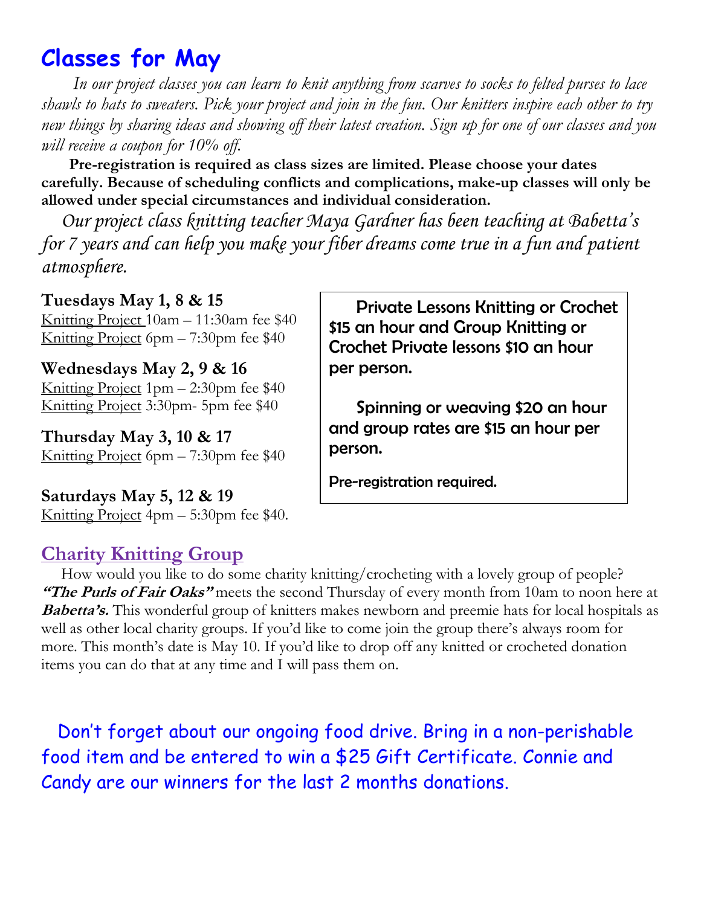# Classes for May

*In our project classes you can learn to knit anything from scarves to socks to felted purses to lace shawls to hats to sweaters. Pick your project and join in the fun. Our knitters inspire each other to try new things by sharing ideas and showing off their latest creation. Sign up for one of our classes and you will receive a coupon for 10% off.*

**Pre-registration is required as class sizes are limited. Please choose your dates carefully. Because of scheduling conflicts and complications, make-up classes will only be allowed under special circumstances and individual consideration.**

*Our project class knitting teacher Maya Gardner has been teaching at Babetta's for 7 years and can help you make your fiber dreams come true in a fun and patient atmosphere.*

**Tuesdays May 1, 8 & 15**
Knitting Project 10am – 11:30am fee $40
Knitting Project 6pm – 7:30pm fee $40

**Wednesdays May 2, 9 & 16**
Knitting Project 1pm – 2:30pm fee $40
Knitting Project 3:30pm- 5pm fee $40

**Thursday May 3, 10 & 17**
Knitting Project 6pm – 7:30pm fee $40

**Saturdays May 5, 12 & 19**
Knitting Project 4pm – 5:30pm fee $40.

Private Lessons Knitting or Crochet $15 an hour and Group Knitting or Crochet Private lessons $10 an hour per person.

Spinning or weaving $20 an hour and group rates are $15 an hour per person.

Pre-registration required.

## Charity Knitting Group

How would you like to do some charity knitting/crocheting with a lovely group of people? ***"The Purls of Fair Oaks"*** meets the second Thursday of every month from 10am to noon here at ***Babetta's.*** This wonderful group of knitters makes newborn and preemie hats for local hospitals as well as other local charity groups. If you'd like to come join the group there's always room for more. This month's date is May 10. If you'd like to drop off any knitted or crocheted donation items you can do that at any time and I will pass them on.

Don't forget about our ongoing food drive. Bring in a non-perishable food item and be entered to win a $25 Gift Certificate. Connie and Candy are our winners for the last 2 months donations.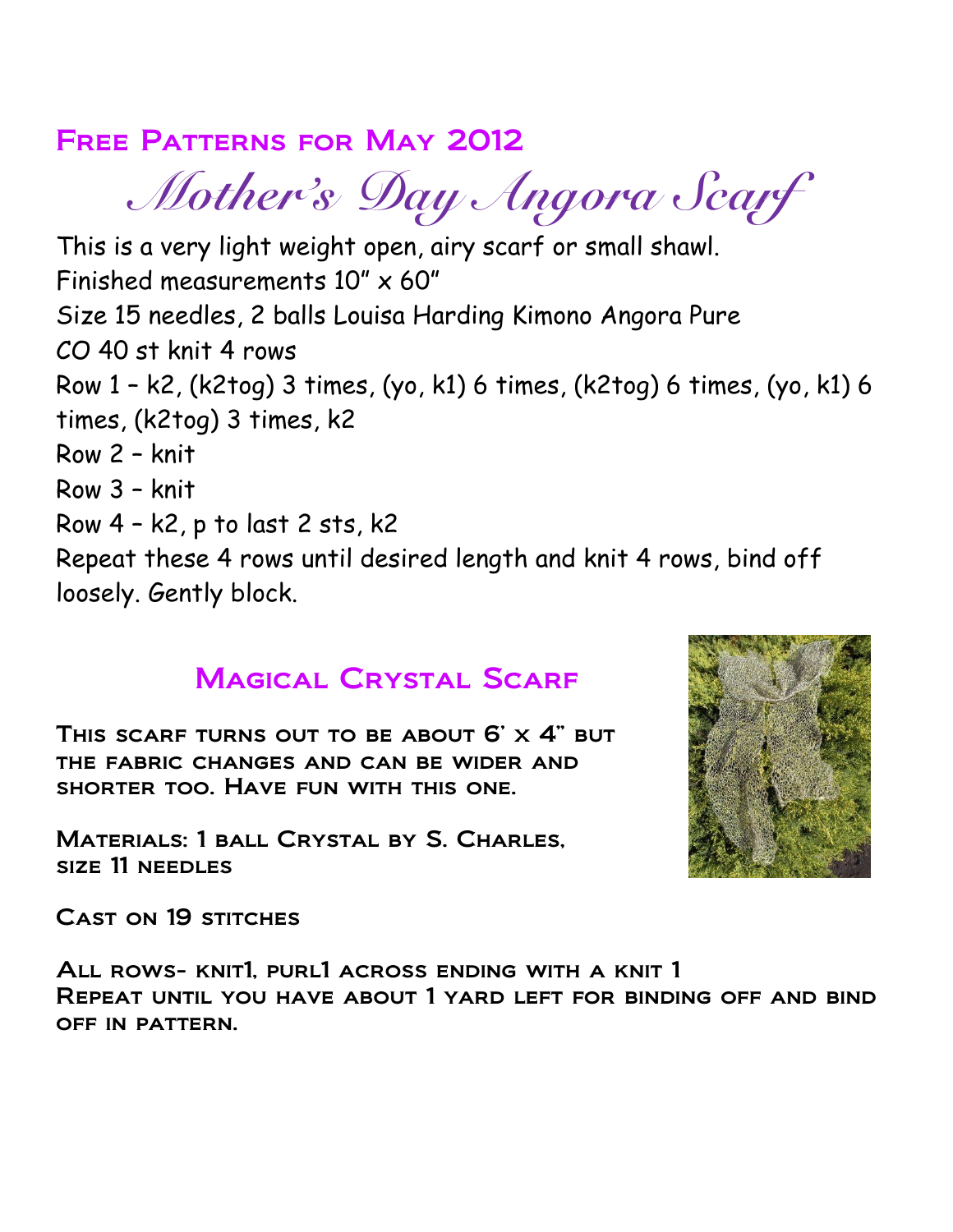## Free Patterns for May 2012

# *Mother's Day Angora Scarf*

This is a very light weight open, airy scarf or small shawl.
Finished measurements 10" x 60"
Size 15 needles, 2 balls Louisa Harding Kimono Angora Pure
CO 40 st knit 4 rows
Row 1 – k2, (k2tog) 3 times, (yo, k1) 6 times, (k2tog) 6 times, (yo, k1) 6 times, (k2tog) 3 times, k2
Row 2 – knit
Row 3 – knit
Row 4 – k2, p to last 2 sts, k2
Repeat these 4 rows until desired length and knit 4 rows, bind off loosely. Gently block.

## Magical Crystal Scarf

This scarf turns out to be about 6' x 4" but the fabric changes and can be wider and shorter too. Have fun with this one.

Materials: 1 ball Crystal by S. Charles, size 11 needles

Cast on 19 stitches

All rows- knit1, purl1 across ending with a knit 1
Repeat until you have about 1 yard left for binding off and bind off in pattern.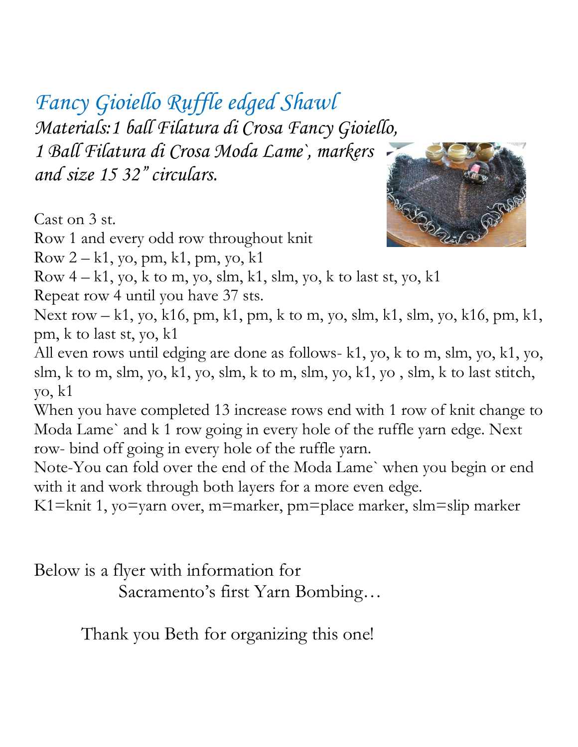# *Fancy Gioiello Ruffle edged Shawl*

*Materials:1 ball Filatura di Crosa Fancy Gioiello, 1 Ball Filatura di Crosa Moda Lame`, markers and size 15 32" circulars.*

Cast on 3 st.

Row 1 and every odd row throughout knit

Row 2 – k1, yo, pm, k1, pm, yo, k1

Row 4 – k1, yo, k to m, yo, slm, k1, slm, yo, k to last st, yo, k1

Repeat row 4 until you have 37 sts.

Next row – k1, yo, k16, pm, k1, pm, k to m, yo, slm, k1, slm, yo, k16, pm, k1, pm, k to last st, yo, k1

All even rows until edging are done as follows- k1, yo, k to m, slm, yo, k1, yo, slm, k to m, slm, yo, k1, yo, slm, k to m, slm, yo, k1, yo , slm, k to last stitch, yo, k1

When you have completed 13 increase rows end with 1 row of knit change to Moda Lame` and k 1 row going in every hole of the ruffle yarn edge. Next row- bind off going in every hole of the ruffle yarn.

Note-You can fold over the end of the Moda Lame` when you begin or end with it and work through both layers for a more even edge.

K1=knit 1, yo=yarn over, m=marker, pm=place marker, slm=slip marker

Below is a flyer with information for Sacramento's first Yarn Bombing…

Thank you Beth for organizing this one!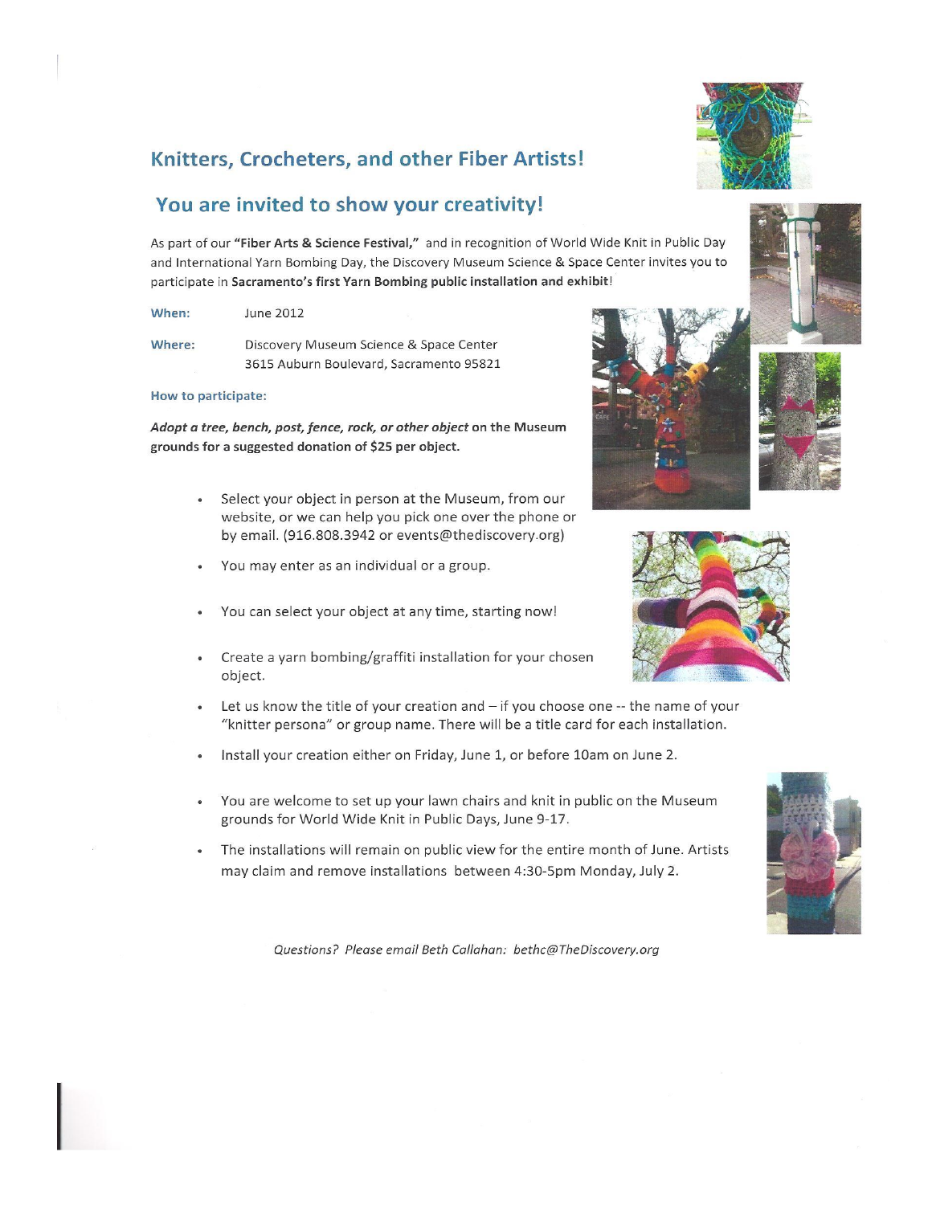## Knitters, Crocheters, and other Fiber Artists!

## You are invited to show your creativity!

As part of our **"Fiber Arts & Science Festival,"** and in recognition of World Wide Knit in Public Day and International Yarn Bombing Day, the Discovery Museum Science & Space Center invites you to participate in **Sacramento's first Yarn Bombing public installation and exhibit**!

**When:** June 2012

**Where:** Discovery Museum Science & Space Center
3615 Auburn Boulevard, Sacramento 95821

**How to participate:**

***Adopt a tree, bench, post, fence, rock, or other object*** **on the Museum grounds for a suggested donation of $25 per object.**

- Select your object in person at the Museum, from our website, or we can help you pick one over the phone or by email. (916.808.3942 or events@thediscovery.org)
- You may enter as an individual or a group.
- You can select your object at any time, starting now!
- Create a yarn bombing/graffiti installation for your chosen object.
- Let us know the title of your creation and – if you choose one -- the name of your "knitter persona" or group name. There will be a title card for each installation.
- Install your creation either on Friday, June 1, or before 10am on June 2.
- You are welcome to set up your lawn chairs and knit in public on the Museum grounds for World Wide Knit in Public Days, June 9-17.
- The installations will remain on public view for the entire month of June. Artists may claim and remove installations between 4:30-5pm Monday, July 2.

*Questions? Please email Beth Callahan: bethc@TheDiscovery.org*